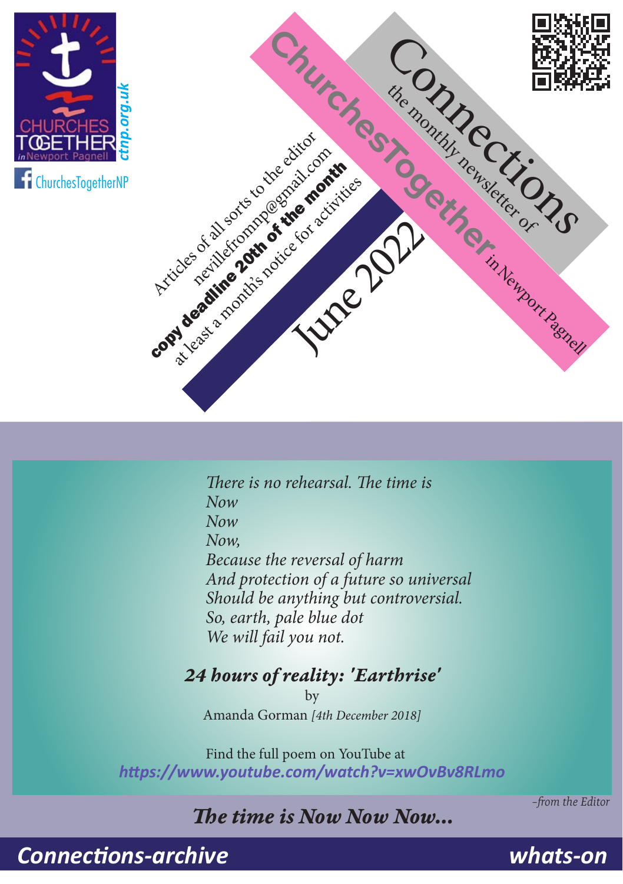CHURCHES TOGETHER in Newport Pagnell

ctnp.org.uk

ChurchesTogetherNP

# Connections

the monthly newsletter of **ChurchesTogether** in Newport Pagnell

June 2022

Articles of all sorts to the editor
nevillefromnp@gmail.com
**copy deadline 20th of the month**
at least a month's notice for activities

*There is no rehearsal. The time is*
*Now*
*Now*
*Now,*
*Because the reversal of harm*
*And protection of a future so universal*
*Should be anything but controversial.*
*So, earth, pale blue dot*
*We will fail you not.*

***24 hours of reality: 'Earthrise'***

by

Amanda Gorman *[4th December 2018]*

Find the full poem on YouTube at
***https://www.youtube.com/watch?v=xwOvBv8RLmo***

*–from the Editor*

***The time is Now Now Now...***

***Connections-archive*** ***whats-on***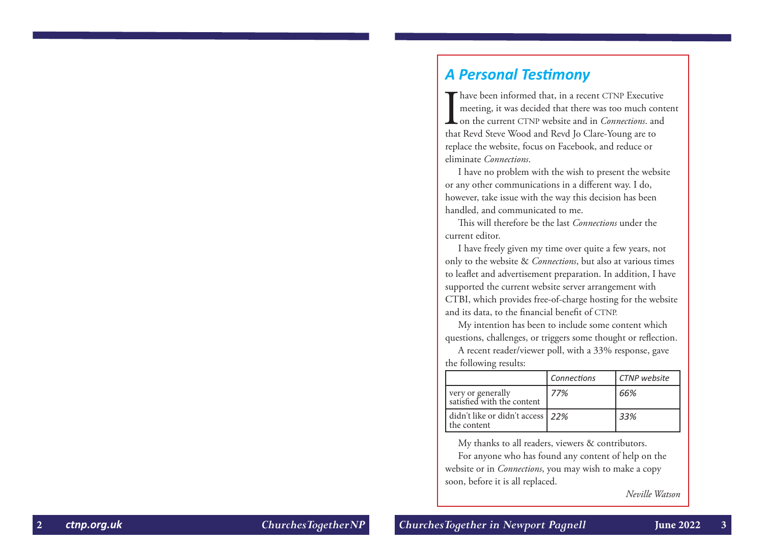## *A Personal Testimony*

I have been informed that, in a recent CTNP Executive meeting, it was decided that there was too much content on the current CTNP website and in *Connections*. and that Revd Steve Wood and Revd Jo Clare-Young are to replace the website, focus on Facebook, and reduce or eliminate *Connections*.

I have no problem with the wish to present the website or any other communications in a different way. I do, however, take issue with the way this decision has been handled, and communicated to me.

This will therefore be the last *Connections* under the current editor.

I have freely given my time over quite a few years, not only to the website & *Connections*, but also at various times to leaflet and advertisement preparation. In addition, I have supported the current website server arrangement with CTBI, which provides free-of-charge hosting for the website and its data, to the financial benefit of CTNP.

My intention has been to include some content which questions, challenges, or triggers some thought or reflection.

A recent reader/viewer poll, with a 33% response, gave the following results:

| | *Connections* | *CTNP website* |
|---|---|---|
| very or generally satisfied with the content | *77%* | *66%* |
| didn't like or didn't access the content | *22%* | *33%* |

My thanks to all readers, viewers & contributors.

For anyone who has found any content of help on the website or in *Connections*, you may wish to make a copy soon, before it is all replaced.

*Neville Watson*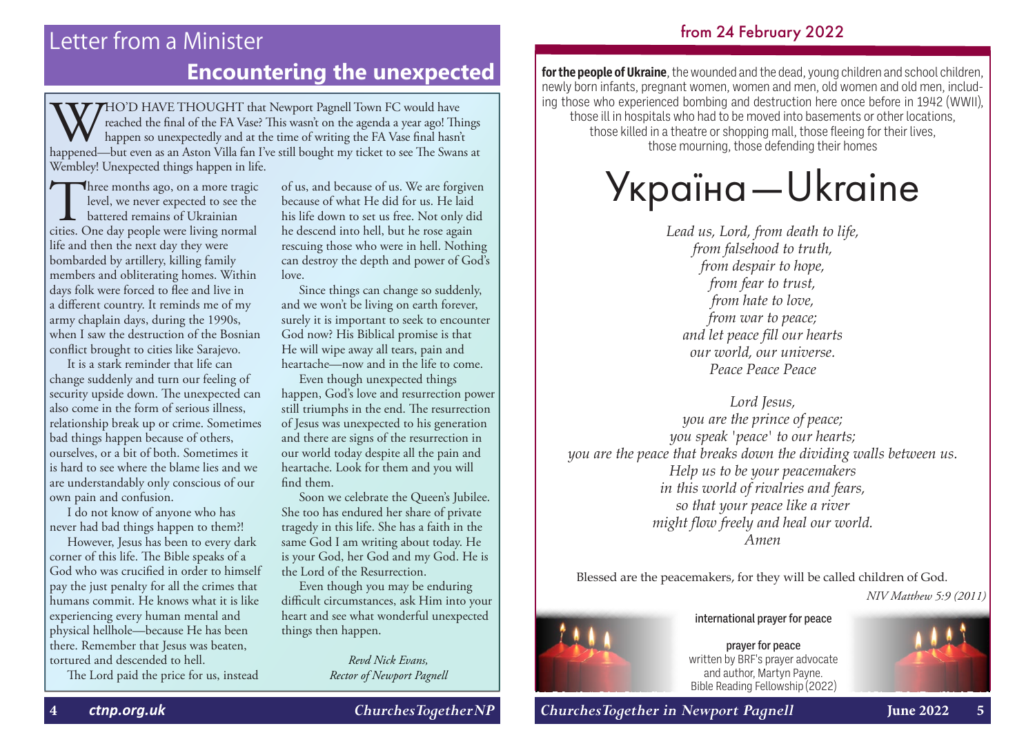# Letter from a Minister

## Encountering the unexpected

WHO'D HAVE THOUGHT that Newport Pagnell Town FC would have reached the final of the FA Vase? This wasn't on the agenda a year ago! Things happen so unexpectedly and at the time of writing the FA Vase final hasn't happened—but even as an Aston Villa fan I've still bought my ticket to see The Swans at Wembley! Unexpected things happen in life.

Three months ago, on a more tragic level, we never expected to see the battered remains of Ukrainian cities. One day people were living normal life and then the next day they were bombarded by artillery, killing family members and obliterating homes. Within days folk were forced to flee and live in a different country. It reminds me of my army chaplain days, during the 1990s, when I saw the destruction of the Bosnian conflict brought to cities like Sarajevo.

It is a stark reminder that life can change suddenly and turn our feeling of security upside down. The unexpected can also come in the form of serious illness, relationship break up or crime. Sometimes bad things happen because of others, ourselves, or a bit of both. Sometimes it is hard to see where the blame lies and we are understandably only conscious of our own pain and confusion.

I do not know of anyone who has never had bad things happen to them?!

However, Jesus has been to every dark corner of this life. The Bible speaks of a God who was crucified in order to himself pay the just penalty for all the crimes that humans commit. He knows what it is like experiencing every human mental and physical hellhole—because He has been there. Remember that Jesus was beaten, tortured and descended to hell.

The Lord paid the price for us, instead of us, and because of us. We are forgiven because of what He did for us. He laid his life down to set us free. Not only did he descend into hell, but he rose again rescuing those who were in hell. Nothing can destroy the depth and power of God's love.

Since things can change so suddenly, and we won't be living on earth forever, surely it is important to seek to encounter God now? His Biblical promise is that He will wipe away all tears, pain and heartache—now and in the life to come.

Even though unexpected things happen, God's love and resurrection power still triumphs in the end. The resurrection of Jesus was unexpected to his generation and there are signs of the resurrection in our world today despite all the pain and heartache. Look for them and you will find them.

Soon we celebrate the Queen's Jubilee. She too has endured her share of private tragedy in this life. She has a faith in the same God I am writing about today. He is your God, her God and my God. He is the Lord of the Resurrection.

Even though you may be enduring difficult circumstances, ask Him into your heart and see what wonderful unexpected things then happen.

*Revd Nick Evans,*
*Rector of Newport Pagnell*

---

## from 24 February 2022

**for the people of Ukraine**, the wounded and the dead, young children and school children, newly born infants, pregnant women, women and men, old women and old men, including those who experienced bombing and destruction here once before in 1942 (WWII), those ill in hospitals who had to be moved into basements or other locations, those killed in a theatre or shopping mall, those fleeing for their lives, those mourning, those defending their homes

# Україна—Ukraine

*Lead us, Lord, from death to life,*
*from falsehood to truth,*
*from despair to hope,*
*from fear to trust,*
*from hate to love,*
*from war to peace;*
*and let peace fill our hearts*
*our world, our universe.*
*Peace Peace Peace*

*Lord Jesus,*
*you are the prince of peace;*
*you speak 'peace' to our hearts;*
*you are the peace that breaks down the dividing walls between us.*
*Help us to be your peacemakers*
*in this world of rivalries and fears,*
*so that your peace like a river*
*might flow freely and heal our world.*
*Amen*

Blessed are the peacemakers, for they will be called children of God.
*NIV Matthew 5:9 (2011)*

international prayer for peace

prayer for peace
written by BRF's prayer advocate and author, Martyn Payne.
Bible Reading Fellowship (2022)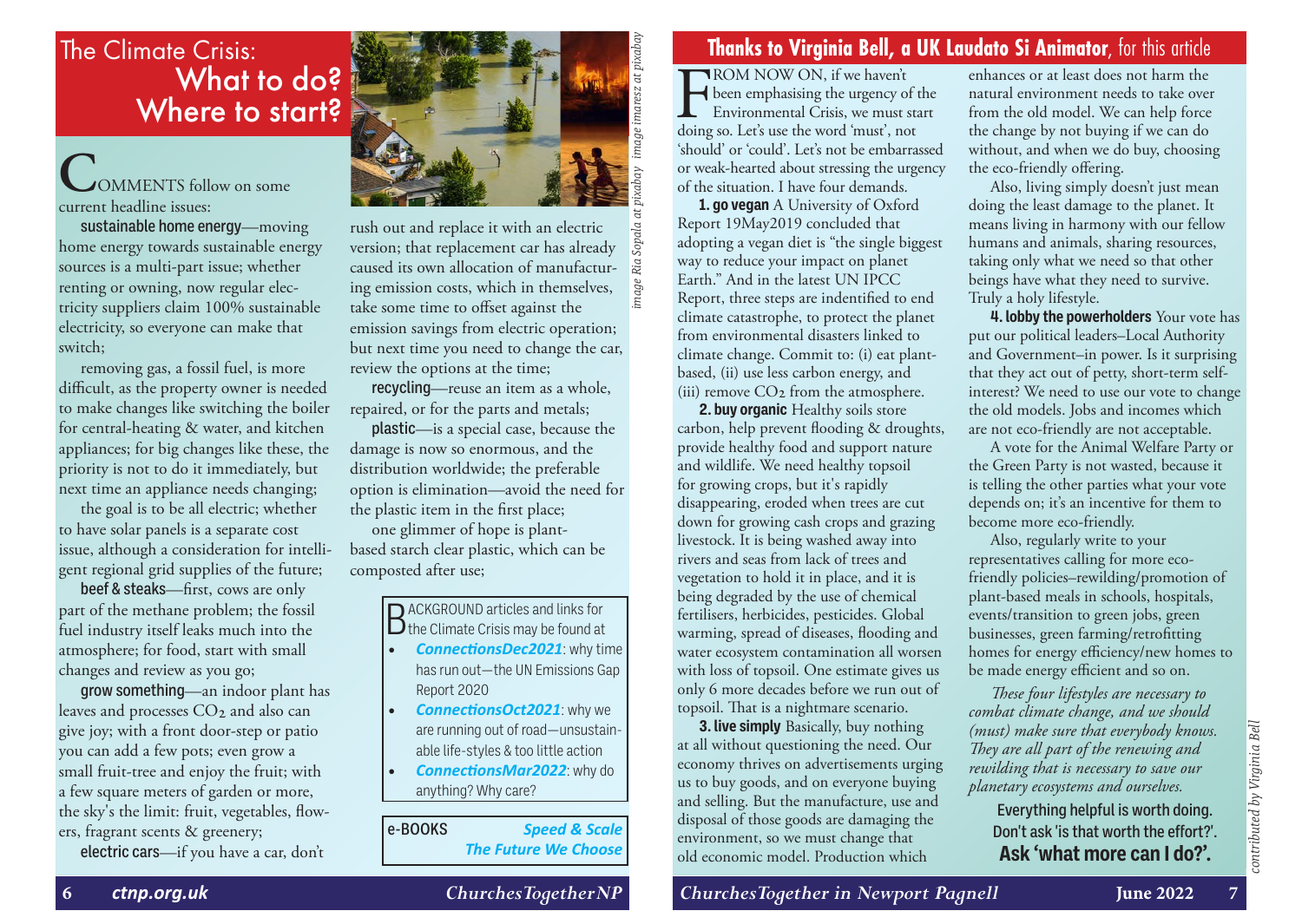# The Climate Crisis: What to do? Where to start?

*image Ria Sopala at pixabay image imaresz at pixabay*

**C**OMMENTS follow on some current headline issues:

**sustainable home energy**—moving home energy towards sustainable energy sources is a multi-part issue; whether renting or owning, now regular electricity suppliers claim 100% sustainable electricity, so everyone can make that switch;

removing gas, a fossil fuel, is more difficult, as the property owner is needed to make changes like switching the boiler for central-heating & water, and kitchen appliances; for big changes like these, the priority is not to do it immediately, but next time an appliance needs changing;

the goal is to be all electric; whether to have solar panels is a separate cost issue, although a consideration for intelligent regional grid supplies of the future;

**beef & steaks**—first, cows are only part of the methane problem; the fossil fuel industry itself leaks much into the atmosphere; for food, start with small changes and review as you go;

**grow something**—an indoor plant has leaves and processes $CO_2$ and also can give joy; with a front door-step or patio you can add a few pots; even grow a small fruit-tree and enjoy the fruit; with a few square meters of garden or more, the sky's the limit: fruit, vegetables, flowers, fragrant scents & greenery;

**electric cars**—if you have a car, don't rush out and replace it with an electric version; that replacement car has already caused its own allocation of manufacturing emission costs, which in themselves, take some time to offset against the emission savings from electric operation; but next time you need to change the car, review the options at the time;

**recycling**—reuse an item as a whole, repaired, or for the parts and metals;

**plastic**—is a special case, because the damage is now so enormous, and the distribution worldwide; the preferable option is elimination—avoid the need for the plastic item in the first place;

one glimmer of hope is plant-based starch clear plastic, which can be composted after use;

BACKGROUND articles and links for the Climate Crisis may be found at

- ***ConnectionsDec2021***: why time has run out—the UN Emissions Gap Report 2020
- ***ConnectionsOct2021***: why we are running out of road—unsustainable life-styles & too little action
- ***ConnectionsMar2022***: why do anything? Why care?

e-BOOKS ***Speed & Scale*** ***The Future We Choose***

## Thanks to Virginia Bell, a UK Laudato Si Animator, for this article

**F**ROM NOW ON, if we haven't been emphasising the urgency of the Environmental Crisis, we must start doing so. Let's use the word 'must', not 'should' or 'could'. Let's not be embarrassed or weak-hearted about stressing the urgency of the situation. I have four demands.

**1. go vegan** A University of Oxford Report 19May2019 concluded that adopting a vegan diet is "the single biggest way to reduce your impact on planet Earth." And in the latest UN IPCC Report, three steps are indentified to end climate catastrophe, to protect the planet from environmental disasters linked to climate change. Commit to: (i) eat plant-based, (ii) use less carbon energy, and (iii) remove $CO_2$ from the atmosphere.

**2. buy organic** Healthy soils store carbon, help prevent flooding & droughts, provide healthy food and support nature and wildlife. We need healthy topsoil for growing crops, but it's rapidly disappearing, eroded when trees are cut down for growing cash crops and grazing livestock. It is being washed away into rivers and seas from lack of trees and vegetation to hold it in place, and it is being degraded by the use of chemical fertilisers, herbicides, pesticides. Global warming, spread of diseases, flooding and water ecosystem contamination all worsen with loss of topsoil. One estimate gives us only 6 more decades before we run out of topsoil. That is a nightmare scenario.

**3. live simply** Basically, buy nothing at all without questioning the need. Our economy thrives on advertisements urging us to buy goods, and on everyone buying and selling. But the manufacture, use and disposal of those goods are damaging the environment, so we must change that old economic model. Production which enhances or at least does not harm the natural environment needs to take over from the old model. We can help force the change by not buying if we can do without, and when we do buy, choosing the eco-friendly offering.

Also, living simply doesn't just mean doing the least damage to the planet. It means living in harmony with our fellow humans and animals, sharing resources, taking only what we need so that other beings have what they need to survive. Truly a holy lifestyle.

**4. lobby the powerholders** Your vote has put our political leaders–Local Authority and Government–in power. Is it surprising that they act out of petty, short-term self-interest? We need to use our vote to change the old models. Jobs and incomes which are not eco-friendly are not acceptable.

A vote for the Animal Welfare Party or the Green Party is not wasted, because it is telling the other parties what your vote depends on; it's an incentive for them to become more eco-friendly.

Also, regularly write to your representatives calling for more eco-friendly policies–rewilding/promotion of plant-based meals in schools, hospitals, events/transition to green jobs, green businesses, green farming/retrofitting homes for energy efficiency/new homes to be made energy efficient and so on.

*These four lifestyles are necessary to combat climate change, and we should (must) make sure that everybody knows. They are all part of the renewing and rewilding that is necessary to save our planetary ecosystems and ourselves.*

**Everything helpful is worth doing. Don't ask 'is that worth the effort?'. Ask 'what more can I do?'.**

*contributed by Virginia Bell*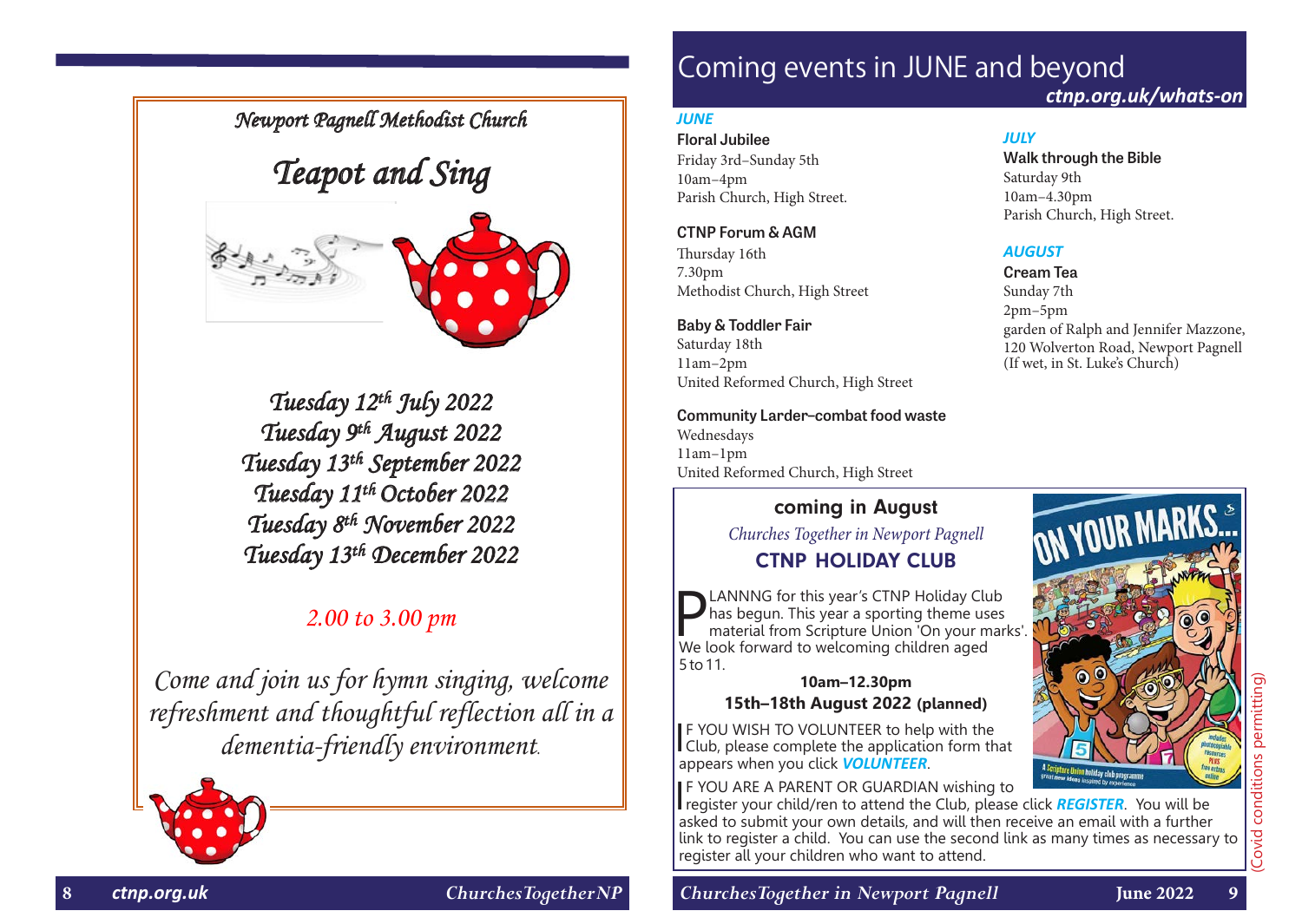## Newport Pagnell Methodist Church

# Teapot and Sing

*Tuesday 12th July 2022*
*Tuesday 9th August 2022*
*Tuesday 13th September 2022*
*Tuesday 11th October 2022*
*Tuesday 8th November 2022*
*Tuesday 13th December 2022*

*2.00 to 3.00 pm*

*Come and join us for hymn singing, welcome refreshment and thoughtful reflection all in a dementia-friendly environment.*

# Coming events in JUNE and beyond

***ctnp.org.uk/whats-on***

### *JUNE*

**Floral Jubilee**
Friday 3rd–Sunday 5th
10am–4pm
Parish Church, High Street.

**CTNP Forum & AGM**
Thursday 16th
7.30pm
Methodist Church, High Street

**Baby & Toddler Fair**
Saturday 18th
11am–2pm
United Reformed Church, High Street

**Community Larder–combat food waste**
Wednesdays
11am–1pm
United Reformed Church, High Street

### *JULY*

**Walk through the Bible**
Saturday 9th
10am–4.30pm
Parish Church, High Street.

### *AUGUST*

**Cream Tea**
Sunday 7th
2pm–5pm
garden of Ralph and Jennifer Mazzone, 120 Wolverton Road, Newport Pagnell
(If wet, in St. Luke's Church)

## coming in August

*Churches Together in Newport Pagnell*

## CTNP HOLIDAY CLUB

PLANNNG for this year's CTNP Holiday Club has begun. This year a sporting theme uses material from Scripture Union 'On your marks'. We look forward to welcoming children aged 5 to 11.

**10am–12.30pm**
**15th–18th August 2022 (planned)**

IF YOU WISH TO VOLUNTEER to help with the Club, please complete the application form that appears when you click ***VOLUNTEER***.

IF YOU ARE A PARENT OR GUARDIAN wishing to register your child/ren to attend the Club, please click ***REGISTER***. You will be asked to submit your own details, and will then receive an email with a further link to register a child. You can use the second link as many times as necessary to register all your children who want to attend.

(Covid conditions permitting)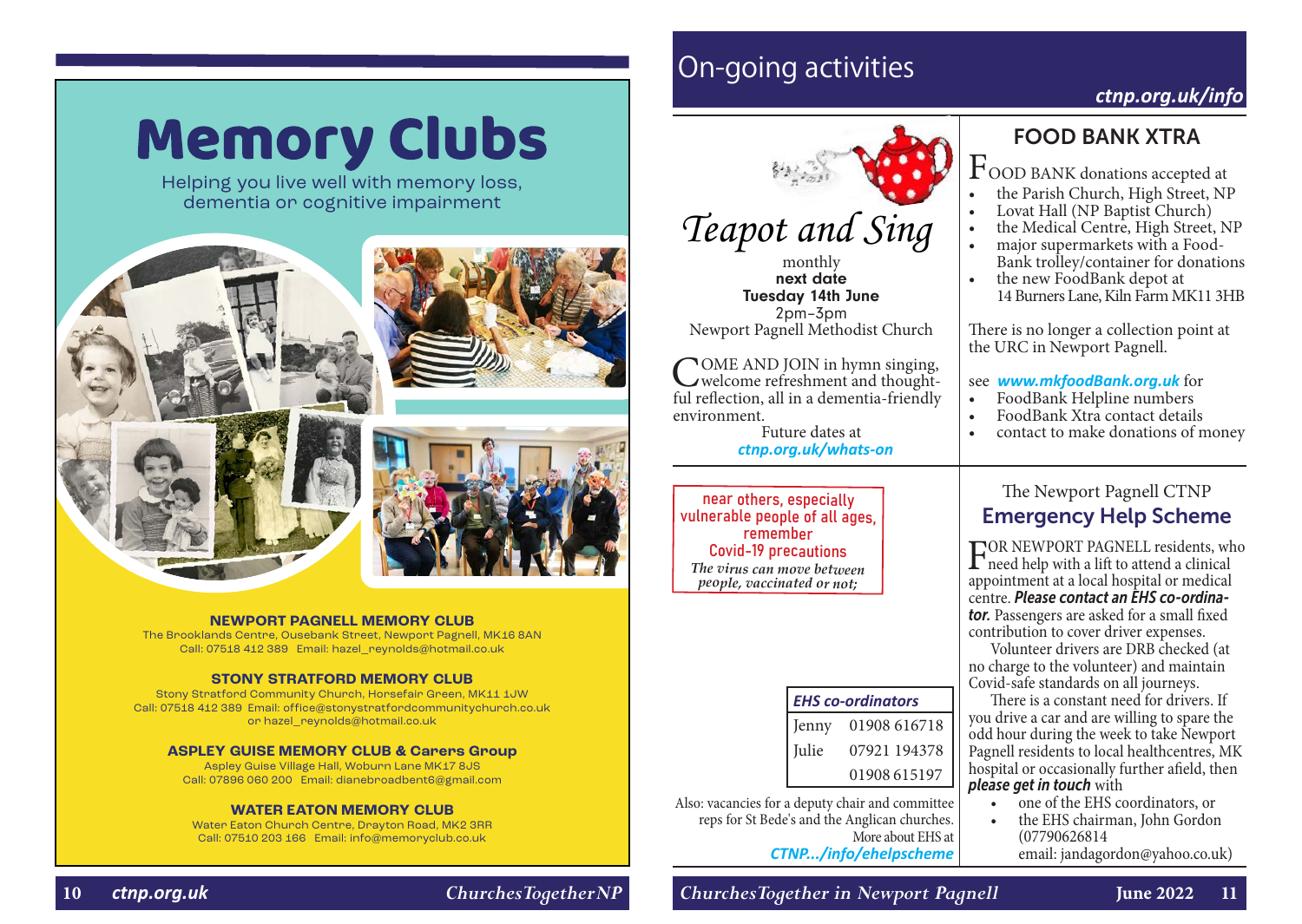# Memory Clubs

Helping you live well with memory loss, dementia or cognitive impairment

**NEWPORT PAGNELL MEMORY CLUB**
The Brooklands Centre, Ousebank Street, Newport Pagnell, MK16 8AN
Call: 07518 412 389 Email: hazel_reynolds@hotmail.co.uk

**STONY STRATFORD MEMORY CLUB**
Stony Stratford Community Church, Horsefair Green, MK11 1JW
Call: 07518 412 389 Email: office@stonystratfordcommunitychurch.co.uk or hazel_reynolds@hotmail.co.uk

**ASPLEY GUISE MEMORY CLUB & Carers Group**
Aspley Guise Village Hall, Woburn Lane MK17 8JS
Call: 07896 060 200 Email: dianebroadbent6@gmail.com

**WATER EATON MEMORY CLUB**
Water Eaton Church Centre, Drayton Road, MK2 3RR
Call: 07510 203 166 Email: info@memoryclub.co.uk

# On-going activities

*ctnp.org.uk/info*

## *Teapot and Sing*

monthly
**next date**
**Tuesday 14th June**
2pm–3pm
Newport Pagnell Methodist Church

COME AND JOIN in hymn singing, welcome refreshment and thoughtful reflection, all in a dementia-friendly environment.

Future dates at
*ctnp.org.uk/whats-on*

near others, especially vulnerable people of all ages, remember
Covid-19 precautions
*The virus can move between people, vaccinated or not;*

## FOOD BANK XTRA

FOOD BANK donations accepted at

- the Parish Church, High Street, NP
- Lovat Hall (NP Baptist Church)
- the Medical Centre, High Street, NP
- major supermarkets with a Food-Bank trolley/container for donations
- the new FoodBank depot at 14 Burners Lane, Kiln Farm MK11 3HB

There is no longer a collection point at the URC in Newport Pagnell.

see ***www.mkfoodBank.org.uk*** for

- FoodBank Helpline numbers
- FoodBank Xtra contact details
- contact to make donations of money

## The Newport Pagnell CTNP Emergency Help Scheme

FOR NEWPORT PAGNELL residents, who need help with a lift to attend a clinical appointment at a local hospital or medical centre. ***Please contact an EHS co-ordinator.*** Passengers are asked for a small fixed contribution to cover driver expenses.

Volunteer drivers are DRB checked (at no charge to the volunteer) and maintain Covid-safe standards on all journeys.

There is a constant need for drivers. If you drive a car and are willing to spare the odd hour during the week to take Newport Pagnell residents to local healthcentres, MK hospital or occasionally further afield, then ***please get in touch*** with

- one of the EHS coordinators, or
- the EHS chairman, John Gordon (07790626814 email: jandagordon@yahoo.co.uk)

| *EHS co-ordinators* | |
|---|---|
| Jenny | 01908 616718 |
| Julie | 07921 194378 |
| | 01908 615197 |

Also: vacancies for a deputy chair and committee reps for St Bede's and the Anglican churches.
More about EHS at
*CTNP.../info/ehelpscheme*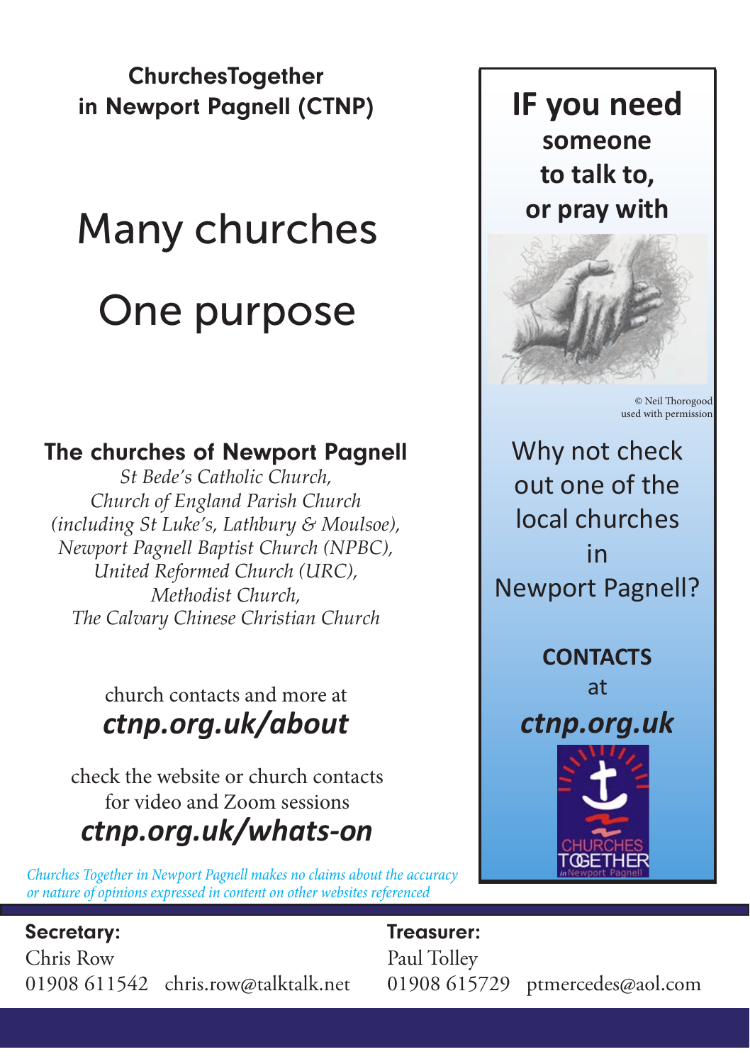## ChurchesTogether in Newport Pagnell (CTNP)

# Many churches

# One purpose

### The churches of Newport Pagnell

*St Bede's Catholic Church,*
*Church of England Parish Church*
*(including St Luke's, Lathbury & Moulsoe),*
*Newport Pagnell Baptist Church (NPBC),*
*United Reformed Church (URC),*
*Methodist Church,*
*The Calvary Chinese Christian Church*

church contacts and more at
***ctnp.org.uk/about***

check the website or church contacts
for video and Zoom sessions
***ctnp.org.uk/whats-on***

*Churches Together in Newport Pagnell makes no claims about the accuracy or nature of opinions expressed in content on other websites referenced*

**IF you need someone to talk to, or pray with**

© Neil Thorogood
used with permission

Why not check out one of the local churches in Newport Pagnell?

**CONTACTS**
at
***ctnp.org.uk***

CHURCHES TOGETHER in Newport Pagnell

**Secretary:**
Chris Row
01908 611542 chris.row@talktalk.net

**Treasurer:**
Paul Tolley
01908 615729 ptmercedes@aol.com